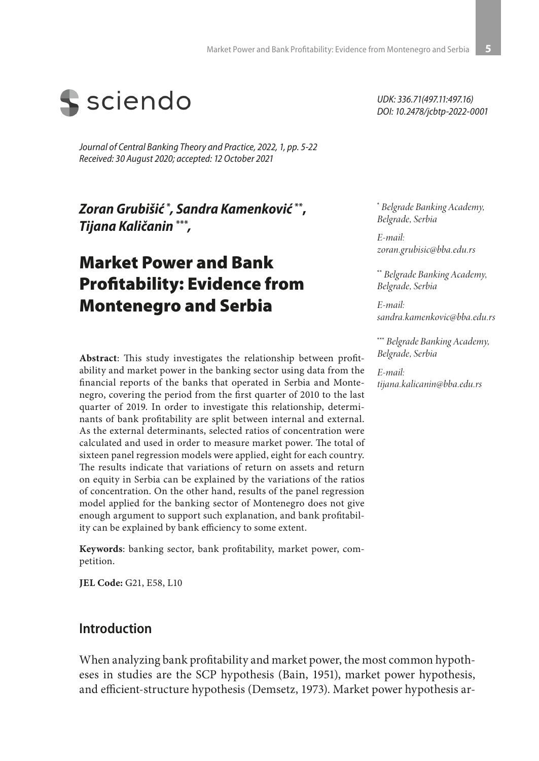UDK: 336.71(497.11:497.16)
DOI: 10.2478/jcbtp-2022-0001

*Journal of Central Banking Theory and Practice, 2022, 1, pp. 5-22*
*Received: 30 August 2020; accepted: 12 October 2021*

***Zoran Grubišić [*], Sandra Kamenković [**], Tijana Kaličanin [***],***

# Market Power and Bank Profitability: Evidence from Montenegro and Serbia

[*] *Belgrade Banking Academy, Belgrade, Serbia*

*E-mail: zoran.grubisic@bba.edu.rs*

[**] *Belgrade Banking Academy, Belgrade, Serbia*

*E-mail: sandra.kamenkovic@bba.edu.rs*

[***] *Belgrade Banking Academy, Belgrade, Serbia*

*E-mail: tijana.kalicanin@bba.edu.rs*

**Abstract**: This study investigates the relationship between profitability and market power in the banking sector using data from the financial reports of the banks that operated in Serbia and Montenegro, covering the period from the first quarter of 2010 to the last quarter of 2019. In order to investigate this relationship, determinants of bank profitability are split between internal and external. As the external determinants, selected ratios of concentration were calculated and used in order to measure market power. The total of sixteen panel regression models were applied, eight for each country. The results indicate that variations of return on assets and return on equity in Serbia can be explained by the variations of the ratios of concentration. On the other hand, results of the panel regression model applied for the banking sector of Montenegro does not give enough argument to support such explanation, and bank profitability can be explained by bank efficiency to some extent.

**Keywords**: banking sector, bank profitability, market power, competition.

**JEL Code:** G21, E58, L10

## Introduction

When analyzing bank profitability and market power, the most common hypotheses in studies are the SCP hypothesis (Bain, 1951), market power hypothesis, and efficient-structure hypothesis (Demsetz, 1973). Market power hypothesis ar-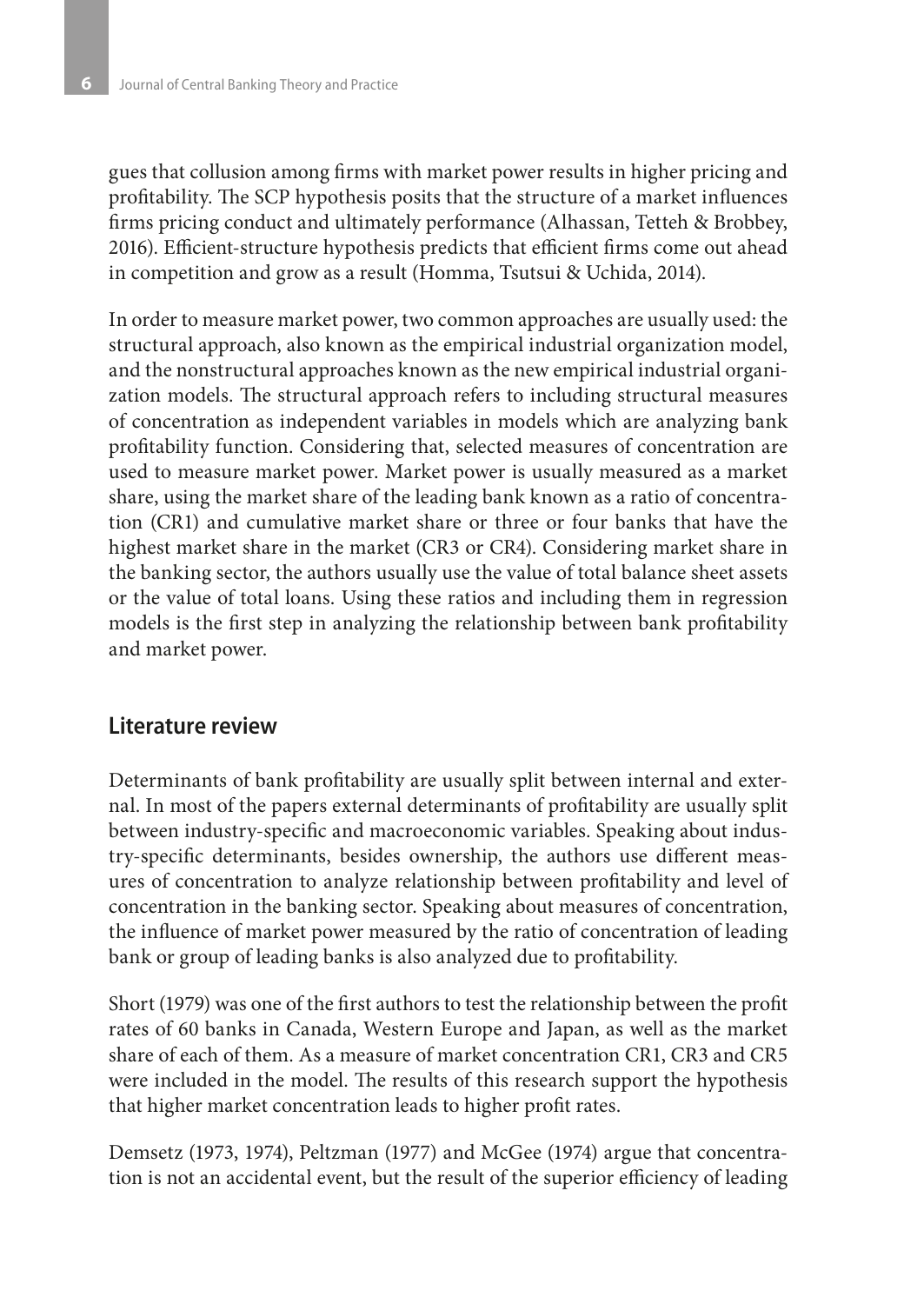gues that collusion among firms with market power results in higher pricing and profitability. The SCP hypothesis posits that the structure of a market influences firms pricing conduct and ultimately performance (Alhassan, Tetteh & Brobbey, 2016). Efficient-structure hypothesis predicts that efficient firms come out ahead in competition and grow as a result (Homma, Tsutsui & Uchida, 2014).

In order to measure market power, two common approaches are usually used: the structural approach, also known as the empirical industrial organization model, and the nonstructural approaches known as the new empirical industrial organization models. The structural approach refers to including structural measures of concentration as independent variables in models which are analyzing bank profitability function. Considering that, selected measures of concentration are used to measure market power. Market power is usually measured as a market share, using the market share of the leading bank known as a ratio of concentration (CR1) and cumulative market share or three or four banks that have the highest market share in the market (CR3 or CR4). Considering market share in the banking sector, the authors usually use the value of total balance sheet assets or the value of total loans. Using these ratios and including them in regression models is the first step in analyzing the relationship between bank profitability and market power.

## Literature review

Determinants of bank profitability are usually split between internal and external. In most of the papers external determinants of profitability are usually split between industry-specific and macroeconomic variables. Speaking about industry-specific determinants, besides ownership, the authors use different measures of concentration to analyze relationship between profitability and level of concentration in the banking sector. Speaking about measures of concentration, the influence of market power measured by the ratio of concentration of leading bank or group of leading banks is also analyzed due to profitability.

Short (1979) was one of the first authors to test the relationship between the profit rates of 60 banks in Canada, Western Europe and Japan, as well as the market share of each of them. As a measure of market concentration CR1, CR3 and CR5 were included in the model. The results of this research support the hypothesis that higher market concentration leads to higher profit rates.

Demsetz (1973, 1974), Peltzman (1977) and McGee (1974) argue that concentration is not an accidental event, but the result of the superior efficiency of leading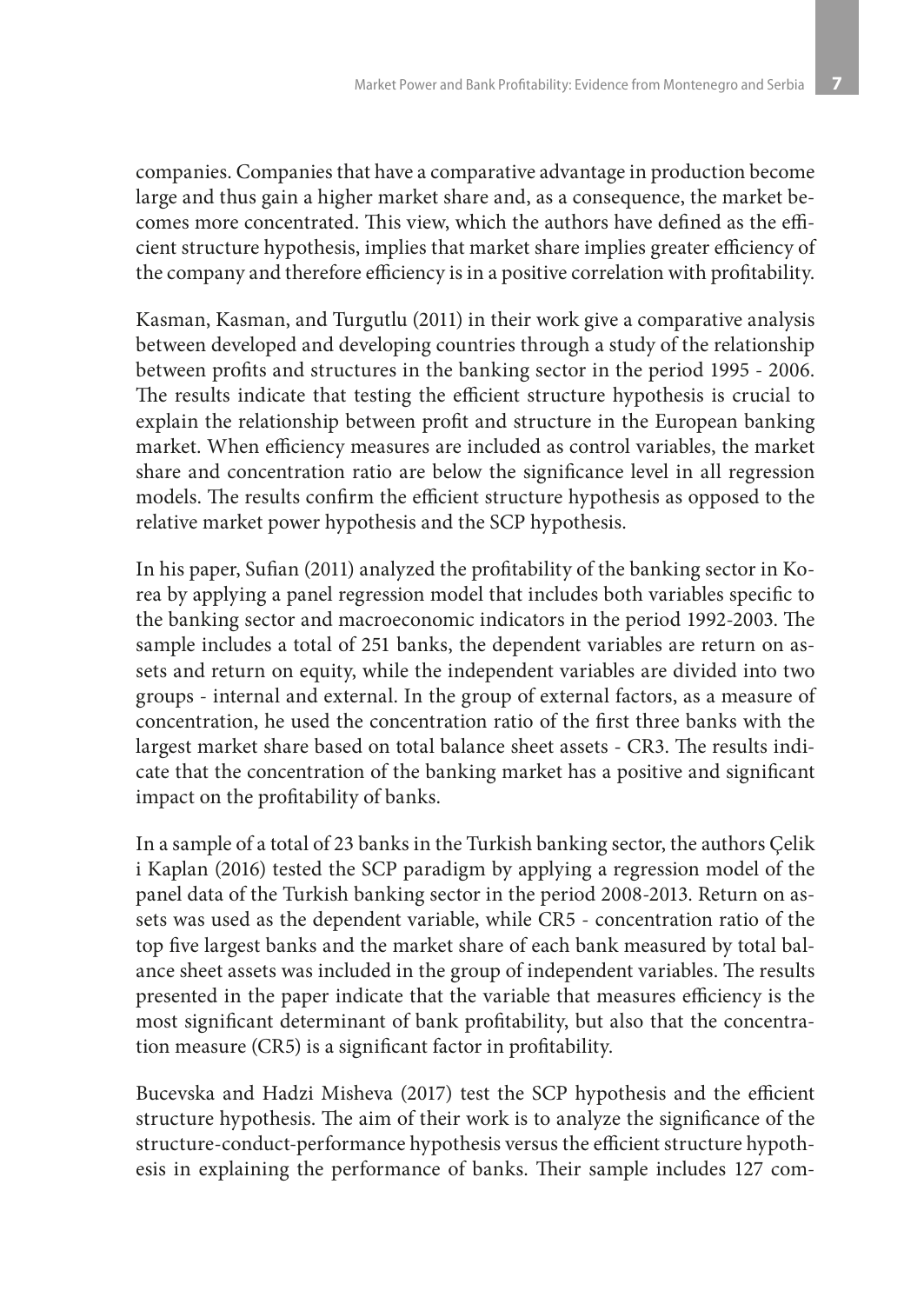companies. Companies that have a comparative advantage in production become large and thus gain a higher market share and, as a consequence, the market becomes more concentrated. This view, which the authors have defined as the efficient structure hypothesis, implies that market share implies greater efficiency of the company and therefore efficiency is in a positive correlation with profitability.

Kasman, Kasman, and Turgutlu (2011) in their work give a comparative analysis between developed and developing countries through a study of the relationship between profits and structures in the banking sector in the period 1995 - 2006. The results indicate that testing the efficient structure hypothesis is crucial to explain the relationship between profit and structure in the European banking market. When efficiency measures are included as control variables, the market share and concentration ratio are below the significance level in all regression models. The results confirm the efficient structure hypothesis as opposed to the relative market power hypothesis and the SCP hypothesis.

In his paper, Sufian (2011) analyzed the profitability of the banking sector in Korea by applying a panel regression model that includes both variables specific to the banking sector and macroeconomic indicators in the period 1992-2003. The sample includes a total of 251 banks, the dependent variables are return on assets and return on equity, while the independent variables are divided into two groups - internal and external. In the group of external factors, as a measure of concentration, he used the concentration ratio of the first three banks with the largest market share based on total balance sheet assets - CR3. The results indicate that the concentration of the banking market has a positive and significant impact on the profitability of banks.

In a sample of a total of 23 banks in the Turkish banking sector, the authors Çelik i Kaplan (2016) tested the SCP paradigm by applying a regression model of the panel data of the Turkish banking sector in the period 2008-2013. Return on assets was used as the dependent variable, while CR5 - concentration ratio of the top five largest banks and the market share of each bank measured by total balance sheet assets was included in the group of independent variables. The results presented in the paper indicate that the variable that measures efficiency is the most significant determinant of bank profitability, but also that the concentration measure (CR5) is a significant factor in profitability.

Bucevska and Hadzi Misheva (2017) test the SCP hypothesis and the efficient structure hypothesis. The aim of their work is to analyze the significance of the structure-conduct-performance hypothesis versus the efficient structure hypothesis in explaining the performance of banks. Their sample includes 127 com-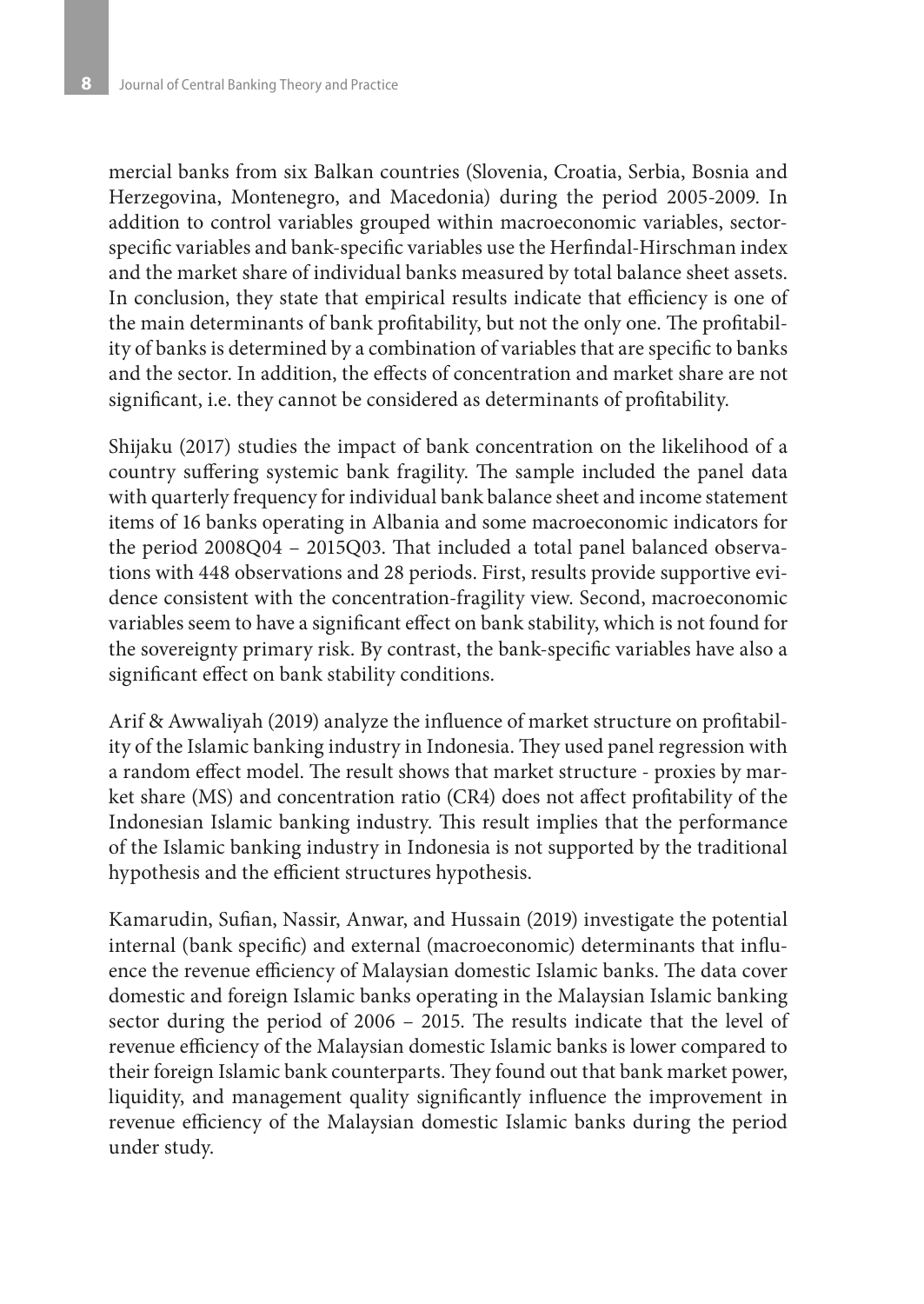mercial banks from six Balkan countries (Slovenia, Croatia, Serbia, Bosnia and Herzegovina, Montenegro, and Macedonia) during the period 2005-2009. In addition to control variables grouped within macroeconomic variables, sector-specific variables and bank-specific variables use the Herfindal-Hirschman index and the market share of individual banks measured by total balance sheet assets. In conclusion, they state that empirical results indicate that efficiency is one of the main determinants of bank profitability, but not the only one. The profitability of banks is determined by a combination of variables that are specific to banks and the sector. In addition, the effects of concentration and market share are not significant, i.e. they cannot be considered as determinants of profitability.

Shijaku (2017) studies the impact of bank concentration on the likelihood of a country suffering systemic bank fragility. The sample included the panel data with quarterly frequency for individual bank balance sheet and income statement items of 16 banks operating in Albania and some macroeconomic indicators for the period 2008Q04 – 2015Q03. That included a total panel balanced observations with 448 observations and 28 periods. First, results provide supportive evidence consistent with the concentration-fragility view. Second, macroeconomic variables seem to have a significant effect on bank stability, which is not found for the sovereignty primary risk. By contrast, the bank-specific variables have also a significant effect on bank stability conditions.

Arif & Awwaliyah (2019) analyze the influence of market structure on profitability of the Islamic banking industry in Indonesia. They used panel regression with a random effect model. The result shows that market structure - proxies by market share (MS) and concentration ratio (CR4) does not affect profitability of the Indonesian Islamic banking industry. This result implies that the performance of the Islamic banking industry in Indonesia is not supported by the traditional hypothesis and the efficient structures hypothesis.

Kamarudin, Sufian, Nassir, Anwar, and Hussain (2019) investigate the potential internal (bank specific) and external (macroeconomic) determinants that influence the revenue efficiency of Malaysian domestic Islamic banks. The data cover domestic and foreign Islamic banks operating in the Malaysian Islamic banking sector during the period of 2006 – 2015. The results indicate that the level of revenue efficiency of the Malaysian domestic Islamic banks is lower compared to their foreign Islamic bank counterparts. They found out that bank market power, liquidity, and management quality significantly influence the improvement in revenue efficiency of the Malaysian domestic Islamic banks during the period under study.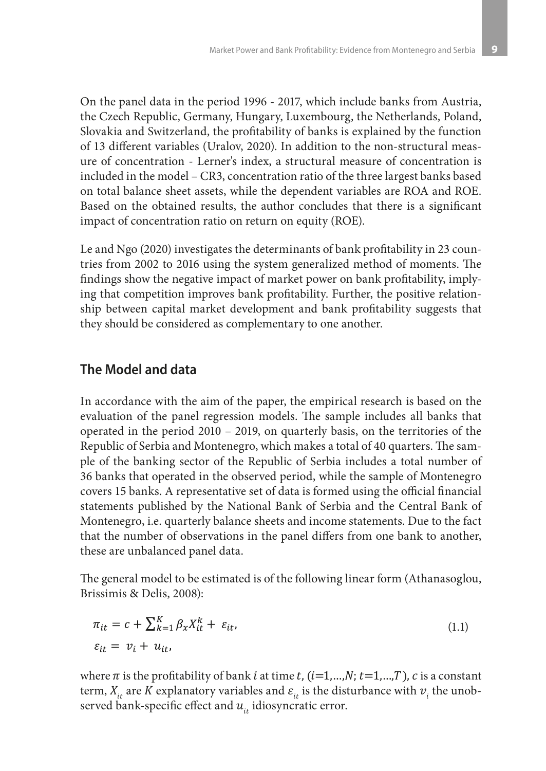On the panel data in the period 1996 - 2017, which include banks from Austria, the Czech Republic, Germany, Hungary, Luxembourg, the Netherlands, Poland, Slovakia and Switzerland, the profitability of banks is explained by the function of 13 different variables (Uralov, 2020). In addition to the non-structural measure of concentration - Lerner's index, a structural measure of concentration is included in the model – CR3, concentration ratio of the three largest banks based on total balance sheet assets, while the dependent variables are ROA and ROE. Based on the obtained results, the author concludes that there is a significant impact of concentration ratio on return on equity (ROE).

Le and Ngo (2020) investigates the determinants of bank profitability in 23 countries from 2002 to 2016 using the system generalized method of moments. The findings show the negative impact of market power on bank profitability, implying that competition improves bank profitability. Further, the positive relationship between capital market development and bank profitability suggests that they should be considered as complementary to one another.

## The Model and data

In accordance with the aim of the paper, the empirical research is based on the evaluation of the panel regression models. The sample includes all banks that operated in the period 2010 – 2019, on quarterly basis, on the territories of the Republic of Serbia and Montenegro, which makes a total of 40 quarters. The sample of the banking sector of the Republic of Serbia includes a total number of 36 banks that operated in the observed period, while the sample of Montenegro covers 15 banks. A representative set of data is formed using the official financial statements published by the National Bank of Serbia and the Central Bank of Montenegro, i.e. quarterly balance sheets and income statements. Due to the fact that the number of observations in the panel differs from one bank to another, these are unbalanced panel data.

The general model to be estimated is of the following linear form (Athanasoglou, Brissimis & Delis, 2008):

$$\pi_{it} = c + \sum_{k=1}^{K} \beta_x X_{it}^k + \varepsilon_{it}, \tag{1.1}$$

$$\varepsilon_{it} = v_i + u_{it},$$

where $\pi$ is the profitability of bank $i$ at time $t$, ($i$=1,...,$N$; $t$=1,...,$T$), $c$ is a constant term, $X_{it}$ are $K$ explanatory variables and $\varepsilon_{it}$ is the disturbance with $v_i$ the unobserved bank-specific effect and $u_{it}$ idiosyncratic error.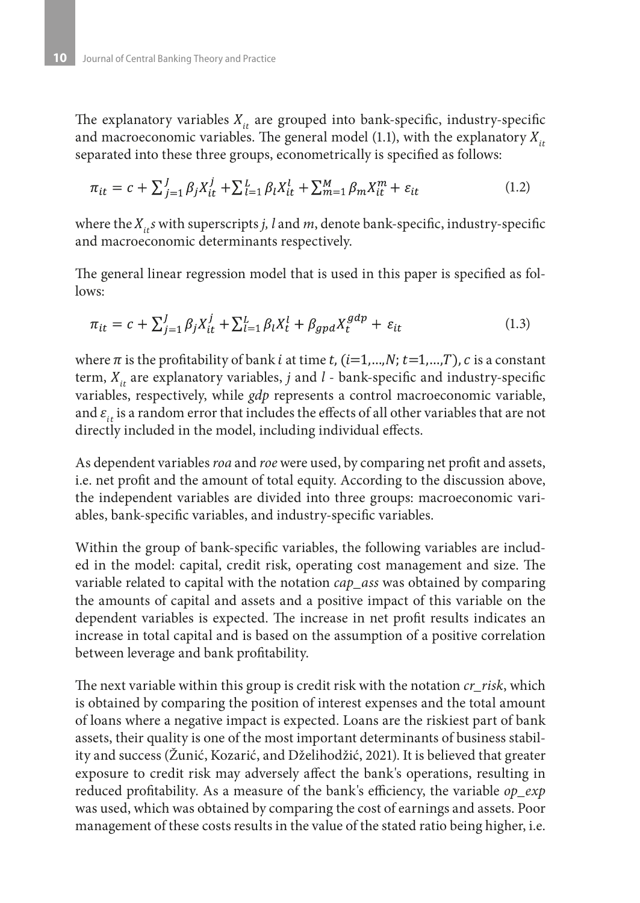The explanatory variables $X_{it}$ are grouped into bank-specific, industry-specific and macroeconomic variables. The general model (1.1), with the explanatory $X_{it}$ separated into these three groups, econometrically is specified as follows:

$$\pi_{it} = c + \sum_{j=1}^{J} \beta_j X_{it}^{j} + \sum_{l=1}^{L} \beta_l X_{it}^{l} + \sum_{m=1}^{M} \beta_m X_{it}^{m} + \varepsilon_{it} \tag{1.2}$$

where the $X_{it}$s with superscripts *j, l* and *m*, denote bank-specific, industry-specific and macroeconomic determinants respectively.

The general linear regression model that is used in this paper is specified as follows:

$$\pi_{it} = c + \sum_{j=1}^{J} \beta_j X_{it}^{j} + \sum_{l=1}^{L} \beta_l X_{t}^{l} + \beta_{gpd} X_{t}^{gdp} + \varepsilon_{it} \tag{1.3}$$

where $\pi$ is the profitability of bank $i$ at time $t$, $(i=1,...,N;\ t=1,...,T)$, $c$ is a constant term, $X_{it}$ are explanatory variables, $j$ and $l$ - bank-specific and industry-specific variables, respectively, while *gdp* represents a control macroeconomic variable, and $\varepsilon_{it}$ is a random error that includes the effects of all other variables that are not directly included in the model, including individual effects.

As dependent variables *roa* and *roe* were used, by comparing net profit and assets, i.e. net profit and the amount of total equity. According to the discussion above, the independent variables are divided into three groups: macroeconomic variables, bank-specific variables, and industry-specific variables.

Within the group of bank-specific variables, the following variables are included in the model: capital, credit risk, operating cost management and size. The variable related to capital with the notation *cap_ass* was obtained by comparing the amounts of capital and assets and a positive impact of this variable on the dependent variables is expected. The increase in net profit results indicates an increase in total capital and is based on the assumption of a positive correlation between leverage and bank profitability.

The next variable within this group is credit risk with the notation *cr_risk*, which is obtained by comparing the position of interest expenses and the total amount of loans where a negative impact is expected. Loans are the riskiest part of bank assets, their quality is one of the most important determinants of business stability and success (Žunić, Kozarić, and Dželihodžić, 2021). It is believed that greater exposure to credit risk may adversely affect the bank's operations, resulting in reduced profitability. As a measure of the bank's efficiency, the variable *op_exp* was used, which was obtained by comparing the cost of earnings and assets. Poor management of these costs results in the value of the stated ratio being higher, i.e.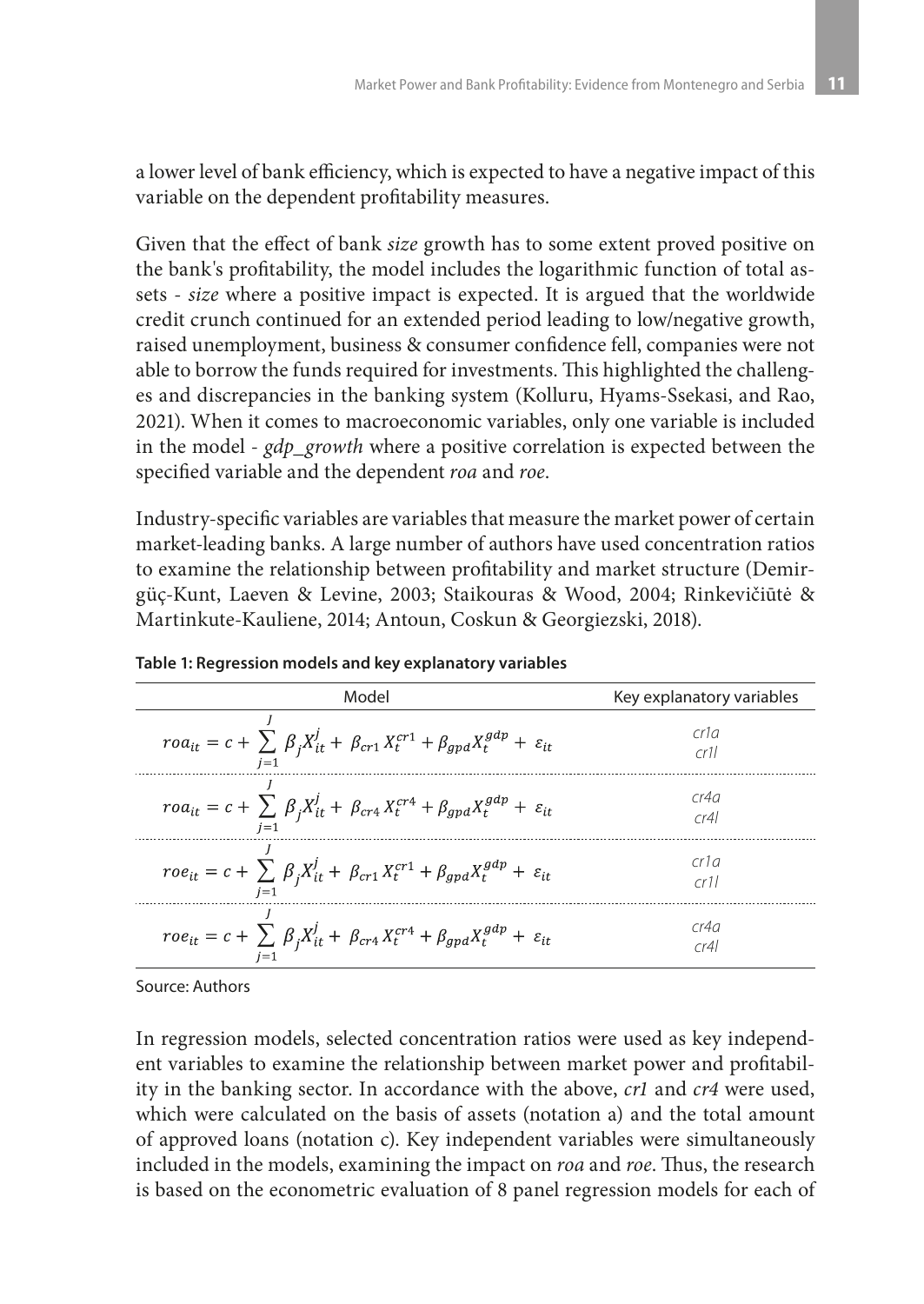a lower level of bank efficiency, which is expected to have a negative impact of this variable on the dependent profitability measures.

Given that the effect of bank *size* growth has to some extent proved positive on the bank's profitability, the model includes the logarithmic function of total assets - *size* where a positive impact is expected. It is argued that the worldwide credit crunch continued for an extended period leading to low/negative growth, raised unemployment, business & consumer confidence fell, companies were not able to borrow the funds required for investments. This highlighted the challenges and discrepancies in the banking system (Kolluru, Hyams-Ssekasi, and Rao, 2021). When it comes to macroeconomic variables, only one variable is included in the model - *gdp_growth* where a positive correlation is expected between the specified variable and the dependent *roa* and *roe*.

Industry-specific variables are variables that measure the market power of certain market-leading banks. A large number of authors have used concentration ratios to examine the relationship between profitability and market structure (Demirgüç-Kunt, Laeven & Levine, 2003; Staikouras & Wood, 2004; Rinkevičiūtė & Martinkute-Kauliene, 2014; Antoun, Coskun & Georgiezski, 2018).

**Table 1: Regression models and key explanatory variables**

| Model | Key explanatory variables |
|---|---|
| $roa_{it} = c + \sum_{j=1}^{J} \beta_j X_{it}^j + \beta_{cr1} X_t^{cr1} + \beta_{gpd} X_t^{gdp} + \varepsilon_{it}$ | *cr1a*<br>*cr1l* |
| $roa_{it} = c + \sum_{j=1}^{J} \beta_j X_{it}^j + \beta_{cr4} X_t^{cr4} + \beta_{gpd} X_t^{gdp} + \varepsilon_{it}$ | *cr4a*<br>*cr4l* |
| $roe_{it} = c + \sum_{j=1}^{J} \beta_j X_{it}^j + \beta_{cr1} X_t^{cr1} + \beta_{gpd} X_t^{gdp} + \varepsilon_{it}$ | *cr1a*<br>*cr1l* |
| $roe_{it} = c + \sum_{j=1}^{J} \beta_j X_{it}^j + \beta_{cr4} X_t^{cr4} + \beta_{gpd} X_t^{gdp} + \varepsilon_{it}$ | *cr4a*<br>*cr4l* |

Source: Authors

In regression models, selected concentration ratios were used as key independent variables to examine the relationship between market power and profitability in the banking sector. In accordance with the above, *cr1* and *cr4* were used, which were calculated on the basis of assets (notation a) and the total amount of approved loans (notation c). Key independent variables were simultaneously included in the models, examining the impact on *roa* and *roe*. Thus, the research is based on the econometric evaluation of 8 panel regression models for each of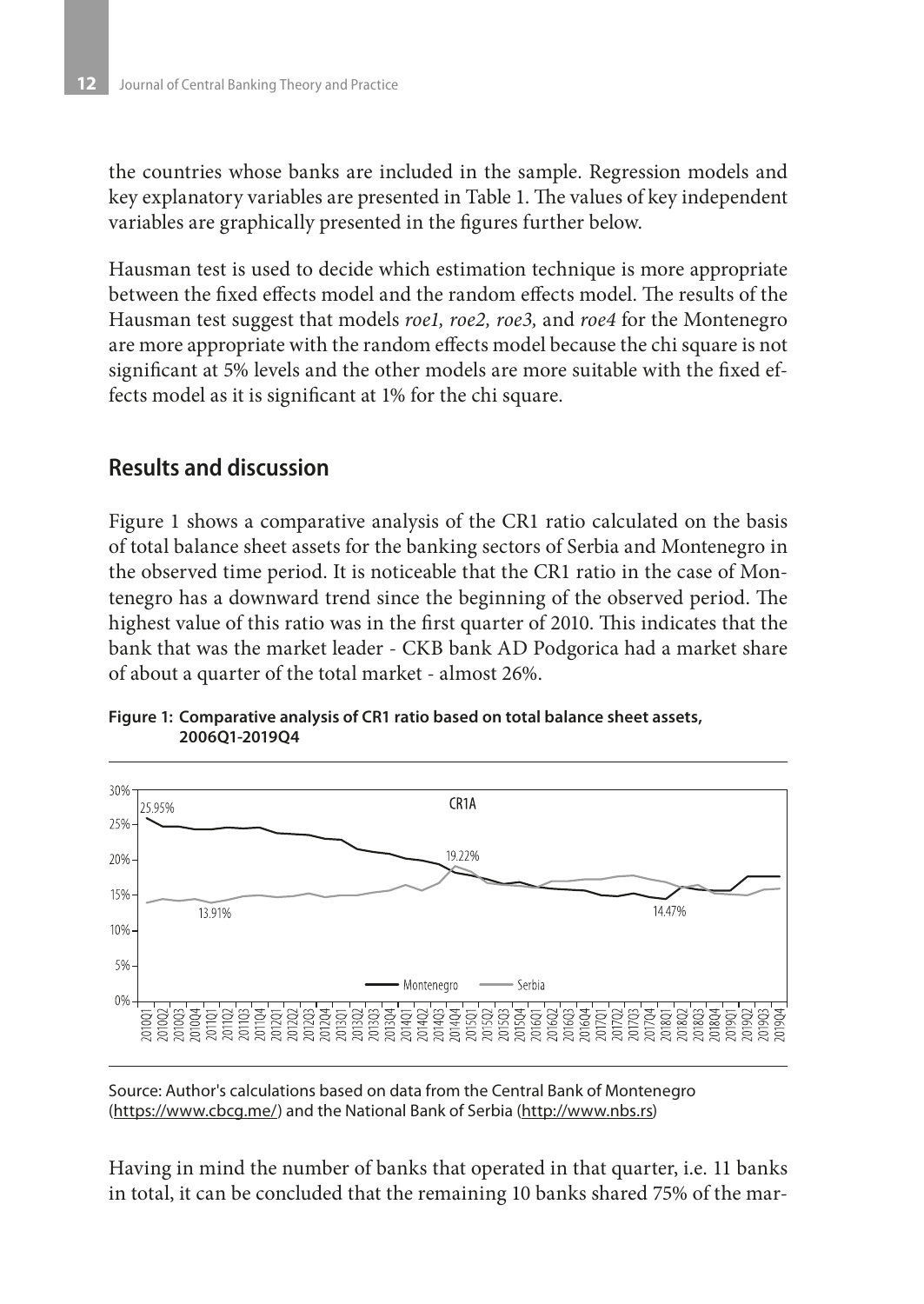the countries whose banks are included in the sample. Regression models and key explanatory variables are presented in Table 1. The values of key independent variables are graphically presented in the figures further below.

Hausman test is used to decide which estimation technique is more appropriate between the fixed effects model and the random effects model. The results of the Hausman test suggest that models *roe1, roe2, roe3,* and *roe4* for the Montenegro are more appropriate with the random effects model because the chi square is not significant at 5% levels and the other models are more suitable with the fixed effects model as it is significant at 1% for the chi square.

## Results and discussion

Figure 1 shows a comparative analysis of the CR1 ratio calculated on the basis of total balance sheet assets for the banking sectors of Serbia and Montenegro in the observed time period. It is noticeable that the CR1 ratio in the case of Montenegro has a downward trend since the beginning of the observed period. The highest value of this ratio was in the first quarter of 2010. This indicates that the bank that was the market leader - CKB bank AD Podgorica had a market share of about a quarter of the total market - almost 26%.

**Figure 1: Comparative analysis of CR1 ratio based on total balance sheet assets, 2006Q1-2019Q4**

Source: Author's calculations based on data from the Central Bank of Montenegro (https://www.cbcg.me/) and the National Bank of Serbia (http://www.nbs.rs)

Having in mind the number of banks that operated in that quarter, i.e. 11 banks in total, it can be concluded that the remaining 10 banks shared 75% of the mar-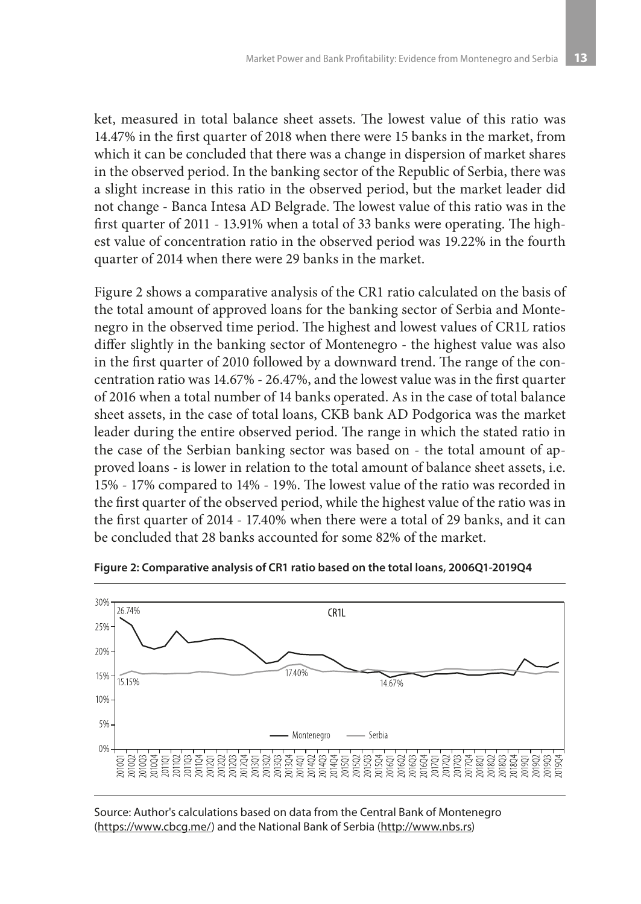ket, measured in total balance sheet assets. The lowest value of this ratio was 14.47% in the first quarter of 2018 when there were 15 banks in the market, from which it can be concluded that there was a change in dispersion of market shares in the observed period. In the banking sector of the Republic of Serbia, there was a slight increase in this ratio in the observed period, but the market leader did not change - Banca Intesa AD Belgrade. The lowest value of this ratio was in the first quarter of 2011 - 13.91% when a total of 33 banks were operating. The highest value of concentration ratio in the observed period was 19.22% in the fourth quarter of 2014 when there were 29 banks in the market.

Figure 2 shows a comparative analysis of the CR1 ratio calculated on the basis of the total amount of approved loans for the banking sector of Serbia and Montenegro in the observed time period. The highest and lowest values of CR1L ratios differ slightly in the banking sector of Montenegro - the highest value was also in the first quarter of 2010 followed by a downward trend. The range of the concentration ratio was 14.67% - 26.47%, and the lowest value was in the first quarter of 2016 when a total number of 14 banks operated. As in the case of total balance sheet assets, in the case of total loans, CKB bank AD Podgorica was the market leader during the entire observed period. The range in which the stated ratio in the case of the Serbian banking sector was based on - the total amount of approved loans - is lower in relation to the total amount of balance sheet assets, i.e. 15% - 17% compared to 14% - 19%. The lowest value of the ratio was recorded in the first quarter of the observed period, while the highest value of the ratio was in the first quarter of 2014 - 17.40% when there were a total of 29 banks, and it can be concluded that 28 banks accounted for some 82% of the market.

**Figure 2: Comparative analysis of CR1 ratio based on the total loans, 2006Q1-2019Q4**

Source: Author's calculations based on data from the Central Bank of Montenegro (https://www.cbcg.me/) and the National Bank of Serbia (http://www.nbs.rs)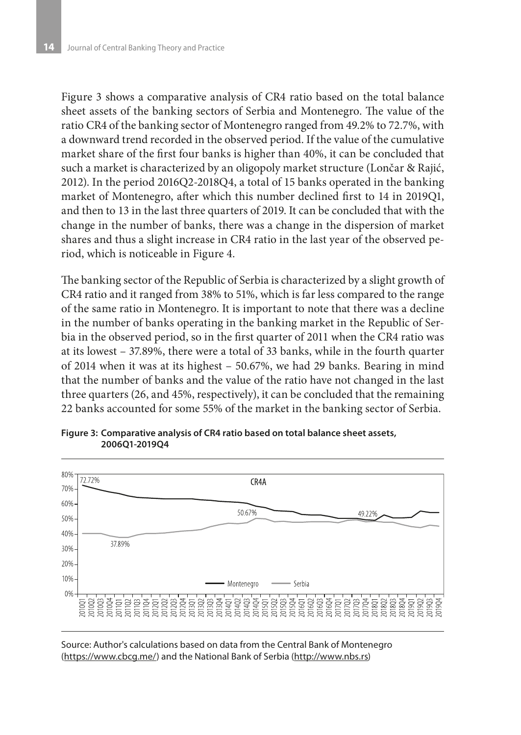Figure 3 shows a comparative analysis of CR4 ratio based on the total balance sheet assets of the banking sectors of Serbia and Montenegro. The value of the ratio CR4 of the banking sector of Montenegro ranged from 49.2% to 72.7%, with a downward trend recorded in the observed period. If the value of the cumulative market share of the first four banks is higher than 40%, it can be concluded that such a market is characterized by an oligopoly market structure (Lončar & Rajić, 2012). In the period 2016Q2-2018Q4, a total of 15 banks operated in the banking market of Montenegro, after which this number declined first to 14 in 2019Q1, and then to 13 in the last three quarters of 2019. It can be concluded that with the change in the number of banks, there was a change in the dispersion of market shares and thus a slight increase in CR4 ratio in the last year of the observed period, which is noticeable in Figure 4.

The banking sector of the Republic of Serbia is characterized by a slight growth of CR4 ratio and it ranged from 38% to 51%, which is far less compared to the range of the same ratio in Montenegro. It is important to note that there was a decline in the number of banks operating in the banking market in the Republic of Serbia in the observed period, so in the first quarter of 2011 when the CR4 ratio was at its lowest – 37.89%, there were a total of 33 banks, while in the fourth quarter of 2014 when it was at its highest – 50.67%, we had 29 banks. Bearing in mind that the number of banks and the value of the ratio have not changed in the last three quarters (26, and 45%, respectively), it can be concluded that the remaining 22 banks accounted for some 55% of the market in the banking sector of Serbia.

**Figure 3: Comparative analysis of CR4 ratio based on total balance sheet assets, 2006Q1-2019Q4**

Source: Author's calculations based on data from the Central Bank of Montenegro (https://www.cbcg.me/) and the National Bank of Serbia (http://www.nbs.rs)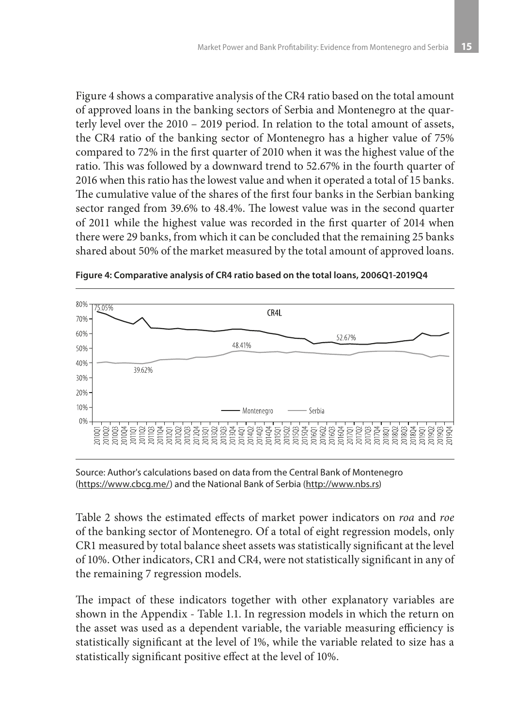Figure 4 shows a comparative analysis of the CR4 ratio based on the total amount of approved loans in the banking sectors of Serbia and Montenegro at the quarterly level over the 2010 – 2019 period. In relation to the total amount of assets, the CR4 ratio of the banking sector of Montenegro has a higher value of 75% compared to 72% in the first quarter of 2010 when it was the highest value of the ratio. This was followed by a downward trend to 52.67% in the fourth quarter of 2016 when this ratio has the lowest value and when it operated a total of 15 banks. The cumulative value of the shares of the first four banks in the Serbian banking sector ranged from 39.6% to 48.4%. The lowest value was in the second quarter of 2011 while the highest value was recorded in the first quarter of 2014 when there were 29 banks, from which it can be concluded that the remaining 25 banks shared about 50% of the market measured by the total amount of approved loans.

**Figure 4: Comparative analysis of CR4 ratio based on the total loans, 2006Q1-2019Q4**

Source: Author's calculations based on data from the Central Bank of Montenegro (https://www.cbcg.me/) and the National Bank of Serbia (http://www.nbs.rs)

Table 2 shows the estimated effects of market power indicators on *roa* and *roe* of the banking sector of Montenegro. Of a total of eight regression models, only CR1 measured by total balance sheet assets was statistically significant at the level of 10%. Other indicators, CR1 and CR4, were not statistically significant in any of the remaining 7 regression models.

The impact of these indicators together with other explanatory variables are shown in the Appendix - Table 1.1. In regression models in which the return on the asset was used as a dependent variable, the variable measuring efficiency is statistically significant at the level of 1%, while the variable related to size has a statistically significant positive effect at the level of 10%.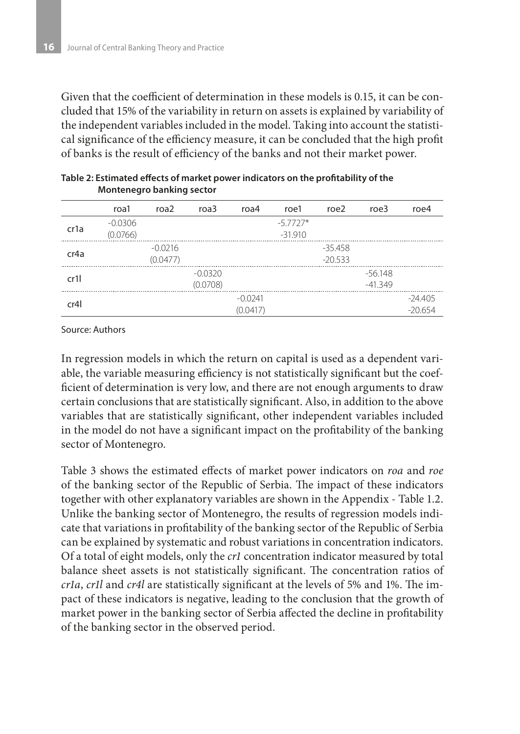Given that the coefficient of determination in these models is 0.15, it can be concluded that 15% of the variability in return on assets is explained by variability of the independent variables included in the model. Taking into account the statistical significance of the efficiency measure, it can be concluded that the high profit of banks is the result of efficiency of the banks and not their market power.

**Table 2: Estimated effects of market power indicators on the profitability of the Montenegro banking sector**

| | roa1 | roa2 | roa3 | roa4 | roe1 | roe2 | roe3 | roe4 |
|---|---|---|---|---|---|---|---|---|
| cr1a | -0.0306<br>(0.0766) | | | | -5.7727*<br>-31.910 | | | |
| cr4a | | -0.0216<br>(0.0477) | | | | -35.458<br>-20.533 | | |
| cr1l | | | -0.0320<br>(0.0708) | | | | -56.148<br>-41.349 | |
| cr4l | | | | -0.0241<br>(0.0417) | | | | -24.405<br>-20.654 |

Source: Authors

In regression models in which the return on capital is used as a dependent variable, the variable measuring efficiency is not statistically significant but the coefficient of determination is very low, and there are not enough arguments to draw certain conclusions that are statistically significant. Also, in addition to the above variables that are statistically significant, other independent variables included in the model do not have a significant impact on the profitability of the banking sector of Montenegro.

Table 3 shows the estimated effects of market power indicators on *roa* and *roe* of the banking sector of the Republic of Serbia. The impact of these indicators together with other explanatory variables are shown in the Appendix - Table 1.2. Unlike the banking sector of Montenegro, the results of regression models indicate that variations in profitability of the banking sector of the Republic of Serbia can be explained by systematic and robust variations in concentration indicators. Of a total of eight models, only the *cr1* concentration indicator measured by total balance sheet assets is not statistically significant. The concentration ratios of *cr1a*, *cr1l* and *cr4l* are statistically significant at the levels of 5% and 1%. The impact of these indicators is negative, leading to the conclusion that the growth of market power in the banking sector of Serbia affected the decline in profitability of the banking sector in the observed period.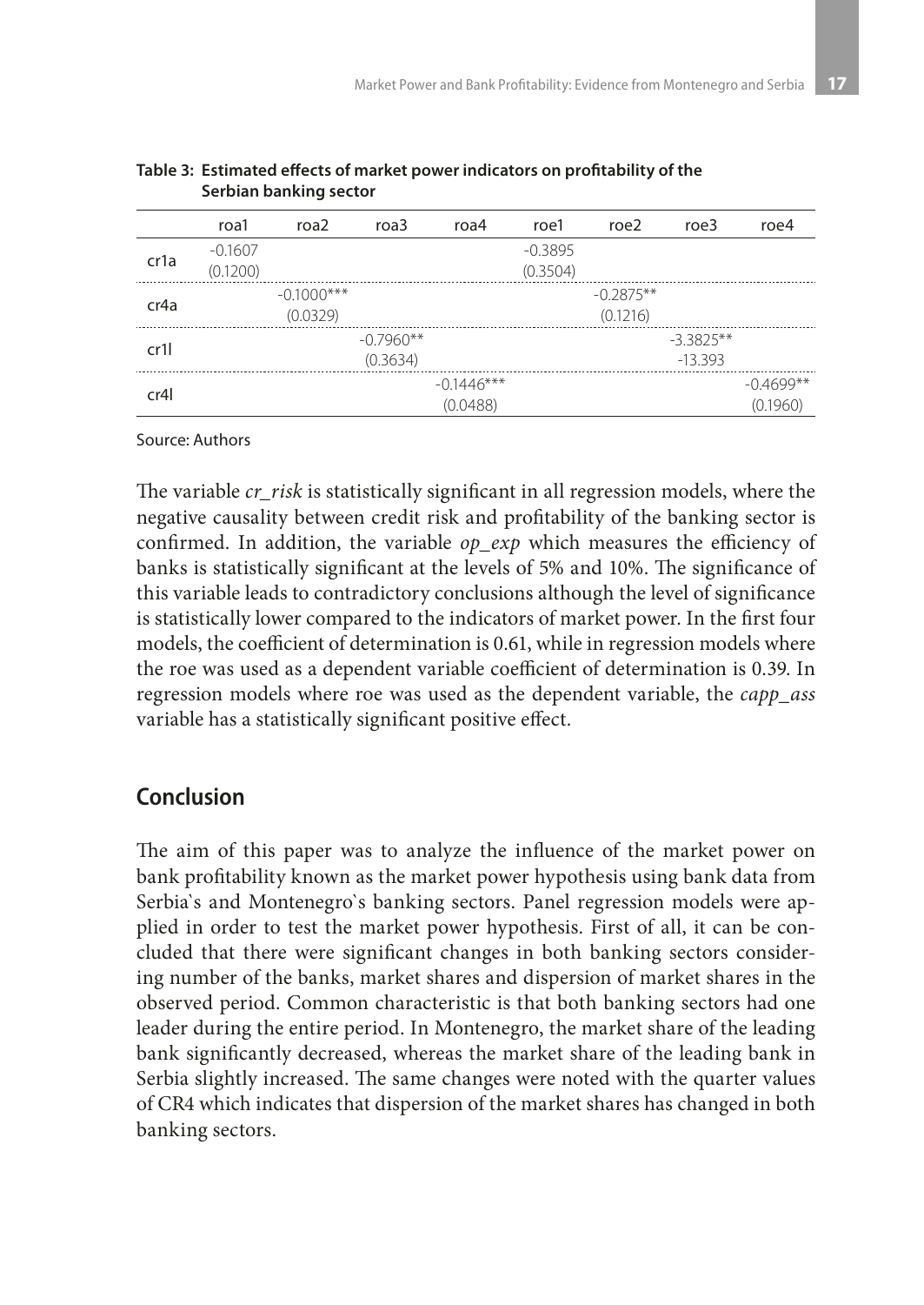**Table 3: Estimated effects of market power indicators on profitability of the Serbian banking sector**

| | roa1 | roa2 | roa3 | roa4 | roe1 | roe2 | roe3 | roe4 |
|---|---|---|---|---|---|---|---|---|
| cr1a | -0.1607<br>(0.1200) | | | | -0.3895<br>(0.3504) | | | |
| cr4a | | -0.1000***<br>(0.0329) | | | | -0.2875**<br>(0.1216) | | |
| cr1l | | | -0.7960**<br>(0.3634) | | | | -3.3825**<br>-13.393 | |
| cr4l | | | | -0.1446***<br>(0.0488) | | | | -0.4699**<br>(0.1960) |

Source: Authors

The variable *cr_risk* is statistically significant in all regression models, where the negative causality between credit risk and profitability of the banking sector is confirmed. In addition, the variable *op_exp* which measures the efficiency of banks is statistically significant at the levels of 5% and 10%. The significance of this variable leads to contradictory conclusions although the level of significance is statistically lower compared to the indicators of market power. In the first four models, the coefficient of determination is 0.61, while in regression models where the roe was used as a dependent variable coefficient of determination is 0.39. In regression models where roe was used as the dependent variable, the *capp_ass* variable has a statistically significant positive effect.

## Conclusion

The aim of this paper was to analyze the influence of the market power on bank profitability known as the market power hypothesis using bank data from Serbia`s and Montenegro`s banking sectors. Panel regression models were applied in order to test the market power hypothesis. First of all, it can be concluded that there were significant changes in both banking sectors considering number of the banks, market shares and dispersion of market shares in the observed period. Common characteristic is that both banking sectors had one leader during the entire period. In Montenegro, the market share of the leading bank significantly decreased, whereas the market share of the leading bank in Serbia slightly increased. The same changes were noted with the quarter values of CR4 which indicates that dispersion of the market shares has changed in both banking sectors.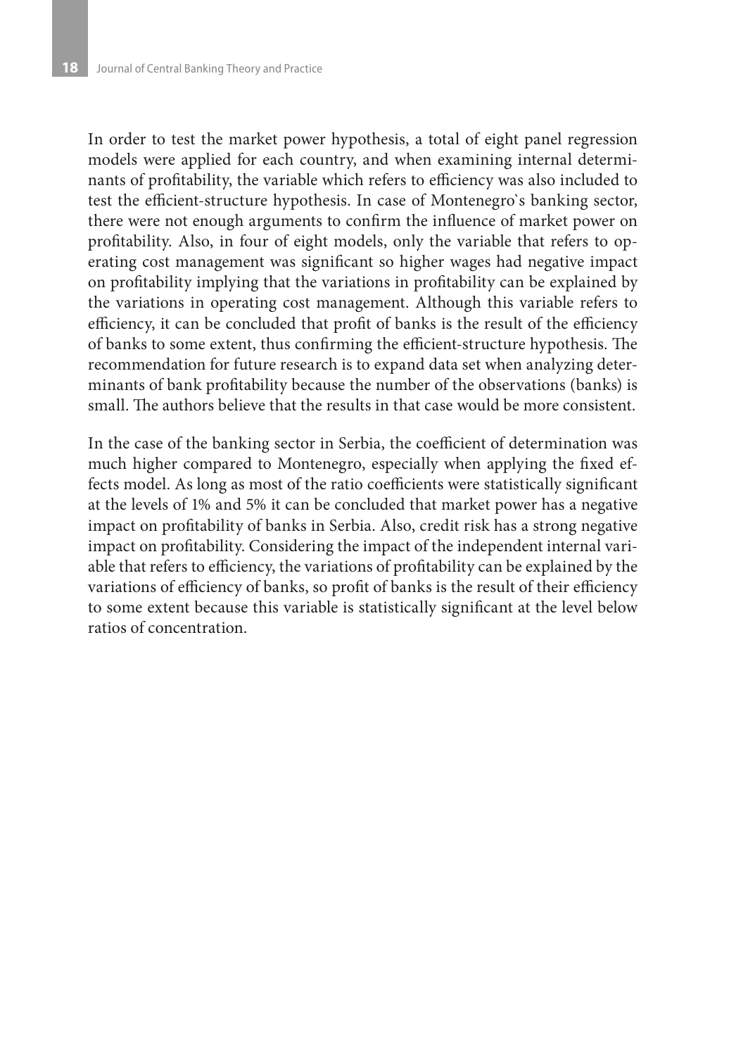In order to test the market power hypothesis, a total of eight panel regression models were applied for each country, and when examining internal determinants of profitability, the variable which refers to efficiency was also included to test the efficient-structure hypothesis. In case of Montenegro`s banking sector, there were not enough arguments to confirm the influence of market power on profitability. Also, in four of eight models, only the variable that refers to operating cost management was significant so higher wages had negative impact on profitability implying that the variations in profitability can be explained by the variations in operating cost management. Although this variable refers to efficiency, it can be concluded that profit of banks is the result of the efficiency of banks to some extent, thus confirming the efficient-structure hypothesis. The recommendation for future research is to expand data set when analyzing determinants of bank profitability because the number of the observations (banks) is small. The authors believe that the results in that case would be more consistent.

In the case of the banking sector in Serbia, the coefficient of determination was much higher compared to Montenegro, especially when applying the fixed effects model. As long as most of the ratio coefficients were statistically significant at the levels of 1% and 5% it can be concluded that market power has a negative impact on profitability of banks in Serbia. Also, credit risk has a strong negative impact on profitability. Considering the impact of the independent internal variable that refers to efficiency, the variations of profitability can be explained by the variations of efficiency of banks, so profit of banks is the result of their efficiency to some extent because this variable is statistically significant at the level below ratios of concentration.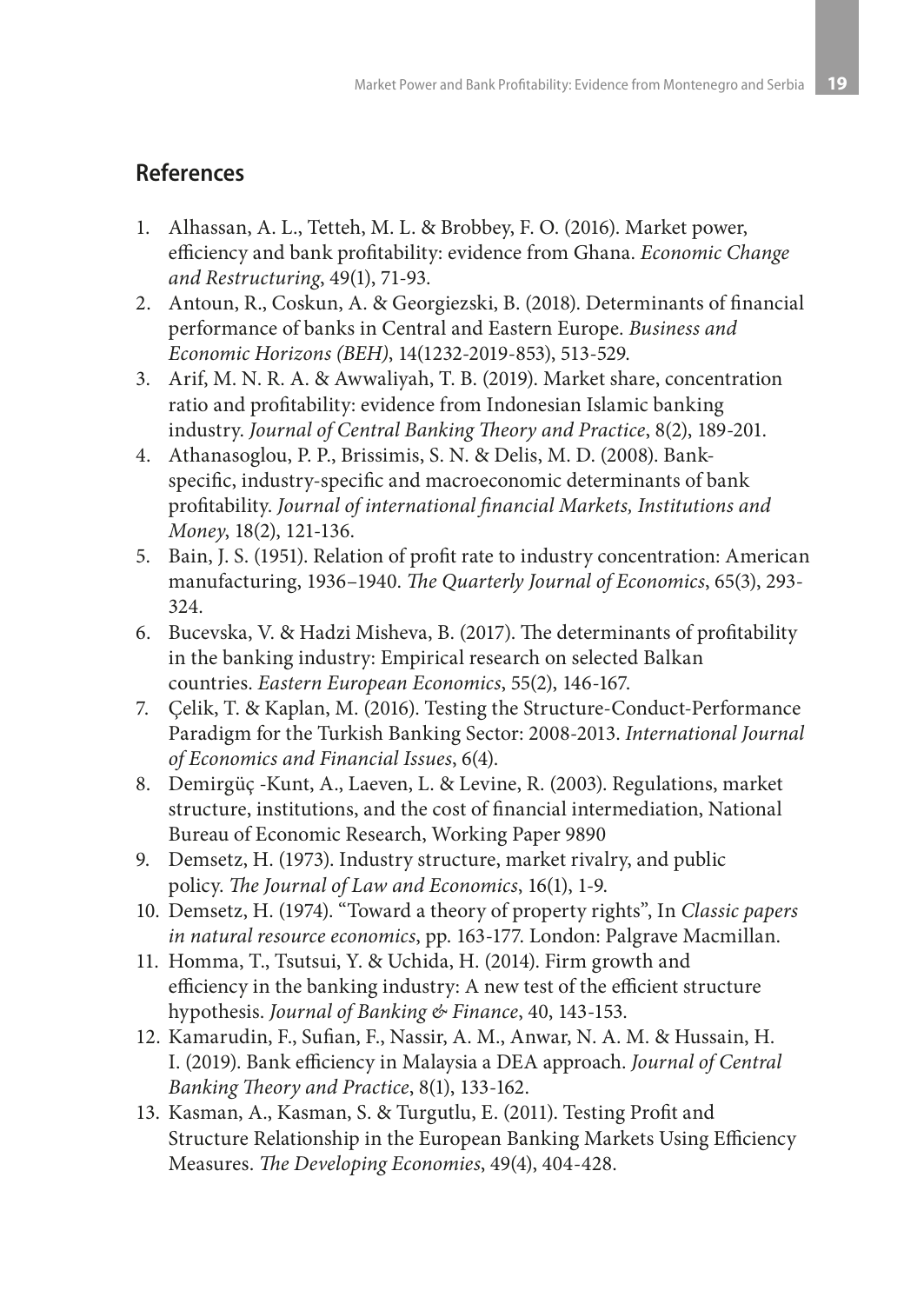## References

1. Alhassan, A. L., Tetteh, M. L. & Brobbey, F. O. (2016). Market power, efficiency and bank profitability: evidence from Ghana. *Economic Change and Restructuring*, 49(1), 71-93.
2. Antoun, R., Coskun, A. & Georgiezski, B. (2018). Determinants of financial performance of banks in Central and Eastern Europe. *Business and Economic Horizons (BEH)*, 14(1232-2019-853), 513-529.
3. Arif, M. N. R. A. & Awwaliyah, T. B. (2019). Market share, concentration ratio and profitability: evidence from Indonesian Islamic banking industry. *Journal of Central Banking Theory and Practice*, 8(2), 189-201.
4. Athanasoglou, P. P., Brissimis, S. N. & Delis, M. D. (2008). Bank-specific, industry-specific and macroeconomic determinants of bank profitability. *Journal of international financial Markets, Institutions and Money*, 18(2), 121-136.
5. Bain, J. S. (1951). Relation of profit rate to industry concentration: American manufacturing, 1936–1940. *The Quarterly Journal of Economics*, 65(3), 293-324.
6. Bucevska, V. & Hadzi Misheva, B. (2017). The determinants of profitability in the banking industry: Empirical research on selected Balkan countries. *Eastern European Economics*, 55(2), 146-167.
7. Çelik, T. & Kaplan, M. (2016). Testing the Structure-Conduct-Performance Paradigm for the Turkish Banking Sector: 2008-2013. *International Journal of Economics and Financial Issues*, 6(4).
8. Demirgüç -Kunt, A., Laeven, L. & Levine, R. (2003). Regulations, market structure, institutions, and the cost of financial intermediation, National Bureau of Economic Research, Working Paper 9890
9. Demsetz, H. (1973). Industry structure, market rivalry, and public policy. *The Journal of Law and Economics*, 16(1), 1-9.
10. Demsetz, H. (1974). "Toward a theory of property rights", In *Classic papers in natural resource economics*, pp. 163-177. London: Palgrave Macmillan.
11. Homma, T., Tsutsui, Y. & Uchida, H. (2014). Firm growth and efficiency in the banking industry: A new test of the efficient structure hypothesis. *Journal of Banking & Finance*, 40, 143-153.
12. Kamarudin, F., Sufian, F., Nassir, A. M., Anwar, N. A. M. & Hussain, H. I. (2019). Bank efficiency in Malaysia a DEA approach. *Journal of Central Banking Theory and Practice*, 8(1), 133-162.
13. Kasman, A., Kasman, S. & Turgutlu, E. (2011). Testing Profit and Structure Relationship in the European Banking Markets Using Efficiency Measures. *The Developing Economies*, 49(4), 404-428.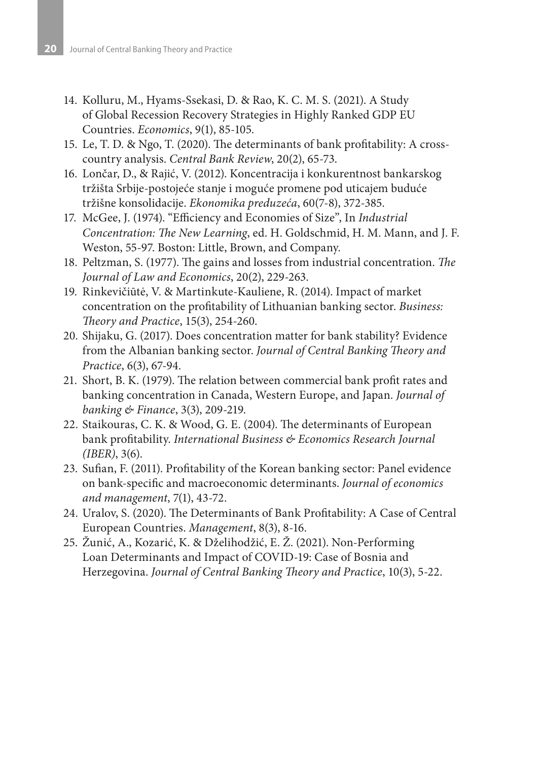14. Kolluru, M., Hyams-Ssekasi, D. & Rao, K. C. M. S. (2021). A Study of Global Recession Recovery Strategies in Highly Ranked GDP EU Countries. *Economics*, 9(1), 85-105.
15. Le, T. D. & Ngo, T. (2020). The determinants of bank profitability: A cross-country analysis. *Central Bank Review*, 20(2), 65-73.
16. Lončar, D., & Rajić, V. (2012). Koncentracija i konkurentnost bankarskog tržišta Srbije-postojeće stanje i moguće promene pod uticajem buduće tržišne konsolidacije. *Ekonomika preduzeća*, 60(7-8), 372-385.
17. McGee, J. (1974). "Efficiency and Economies of Size", In *Industrial Concentration: The New Learning*, ed. H. Goldschmid, H. M. Mann, and J. F. Weston, 55-97. Boston: Little, Brown, and Company.
18. Peltzman, S. (1977). The gains and losses from industrial concentration. *The Journal of Law and Economics*, 20(2), 229-263.
19. Rinkevičiūtė, V. & Martinkute-Kauliene, R. (2014). Impact of market concentration on the profitability of Lithuanian banking sector. *Business: Theory and Practice*, 15(3), 254-260.
20. Shijaku, G. (2017). Does concentration matter for bank stability? Evidence from the Albanian banking sector. *Journal of Central Banking Theory and Practice*, 6(3), 67-94.
21. Short, B. K. (1979). The relation between commercial bank profit rates and banking concentration in Canada, Western Europe, and Japan. *Journal of banking & Finance*, 3(3), 209-219.
22. Staikouras, C. K. & Wood, G. E. (2004). The determinants of European bank profitability. *International Business & Economics Research Journal (IBER)*, 3(6).
23. Sufian, F. (2011). Profitability of the Korean banking sector: Panel evidence on bank-specific and macroeconomic determinants. *Journal of economics and management*, 7(1), 43-72.
24. Uralov, S. (2020). The Determinants of Bank Profitability: A Case of Central European Countries. *Management*, 8(3), 8-16.
25. Žunić, A., Kozarić, K. & Dželihodžić, E. Ž. (2021). Non-Performing Loan Determinants and Impact of COVID-19: Case of Bosnia and Herzegovina. *Journal of Central Banking Theory and Practice*, 10(3), 5-22.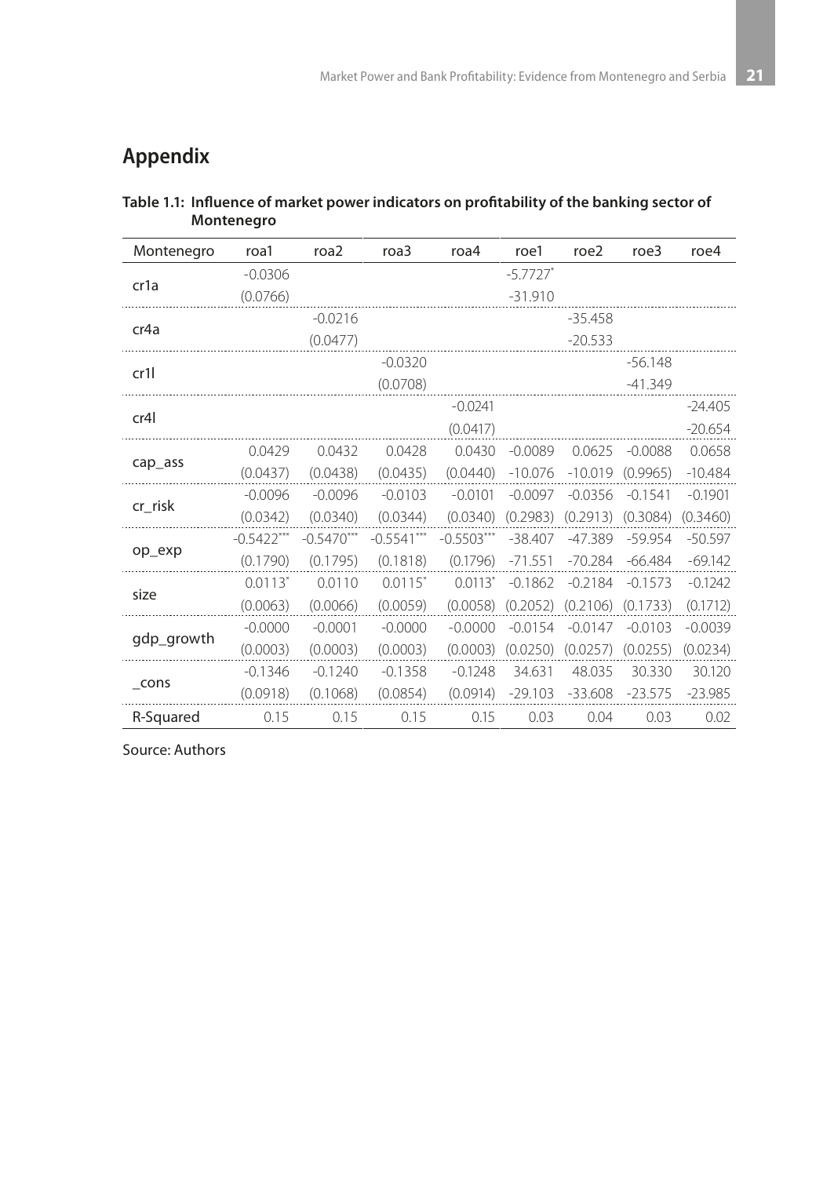# Appendix

**Table 1.1: Influence of market power indicators on profitability of the banking sector of Montenegro**

| Montenegro | roa1 | roa2 | roa3 | roa4 | roe1 | roe2 | roe3 | roe4 |
|---|---|---|---|---|---|---|---|---|
| cr1a | -0.0306 | | | | -5.7727* | | | |
| | (0.0766) | | | | -31.910 | | | |
| cr4a | | -0.0216 | | | | -35.458 | | |
| | | (0.0477) | | | | -20.533 | | |
| cr1l | | | -0.0320 | | | | -56.148 | |
| | | | (0.0708) | | | | -41.349 | |
| cr4l | | | | -0.0241 | | | | -24.405 |
| | | | | (0.0417) | | | | -20.654 |
| cap_ass | 0.0429 | 0.0432 | 0.0428 | 0.0430 | -0.0089 | 0.0625 | -0.0088 | 0.0658 |
| | (0.0437) | (0.0438) | (0.0435) | (0.0440) | -10.076 | -10.019 | (0.9965) | -10.484 |
| cr_risk | -0.0096 | -0.0096 | -0.0103 | -0.0101 | -0.0097 | -0.0356 | -0.1541 | -0.1901 |
| | (0.0342) | (0.0340) | (0.0344) | (0.0340) | (0.2983) | (0.2913) | (0.3084) | (0.3460) |
| op_exp | -0.5422*** | -0.5470*** | -0.5541*** | -0.5503*** | -38.407 | -47.389 | -59.954 | -50.597 |
| | (0.1790) | (0.1795) | (0.1818) | (0.1796) | -71.551 | -70.284 | -66.484 | -69.142 |
| size | 0.0113* | 0.0110 | 0.0115* | 0.0113* | -0.1862 | -0.2184 | -0.1573 | -0.1242 |
| | (0.0063) | (0.0066) | (0.0059) | (0.0058) | (0.2052) | (0.2106) | (0.1733) | (0.1712) |
| gdp_growth | -0.0000 | -0.0001 | -0.0000 | -0.0000 | -0.0154 | -0.0147 | -0.0103 | -0.0039 |
| | (0.0003) | (0.0003) | (0.0003) | (0.0003) | (0.0250) | (0.0257) | (0.0255) | (0.0234) |
| _cons | -0.1346 | -0.1240 | -0.1358 | -0.1248 | 34.631 | 48.035 | 30.330 | 30.120 |
| | (0.0918) | (0.1068) | (0.0854) | (0.0914) | -29.103 | -33.608 | -23.575 | -23.985 |
| R-Squared | 0.15 | 0.15 | 0.15 | 0.15 | 0.03 | 0.04 | 0.03 | 0.02 |

Source: Authors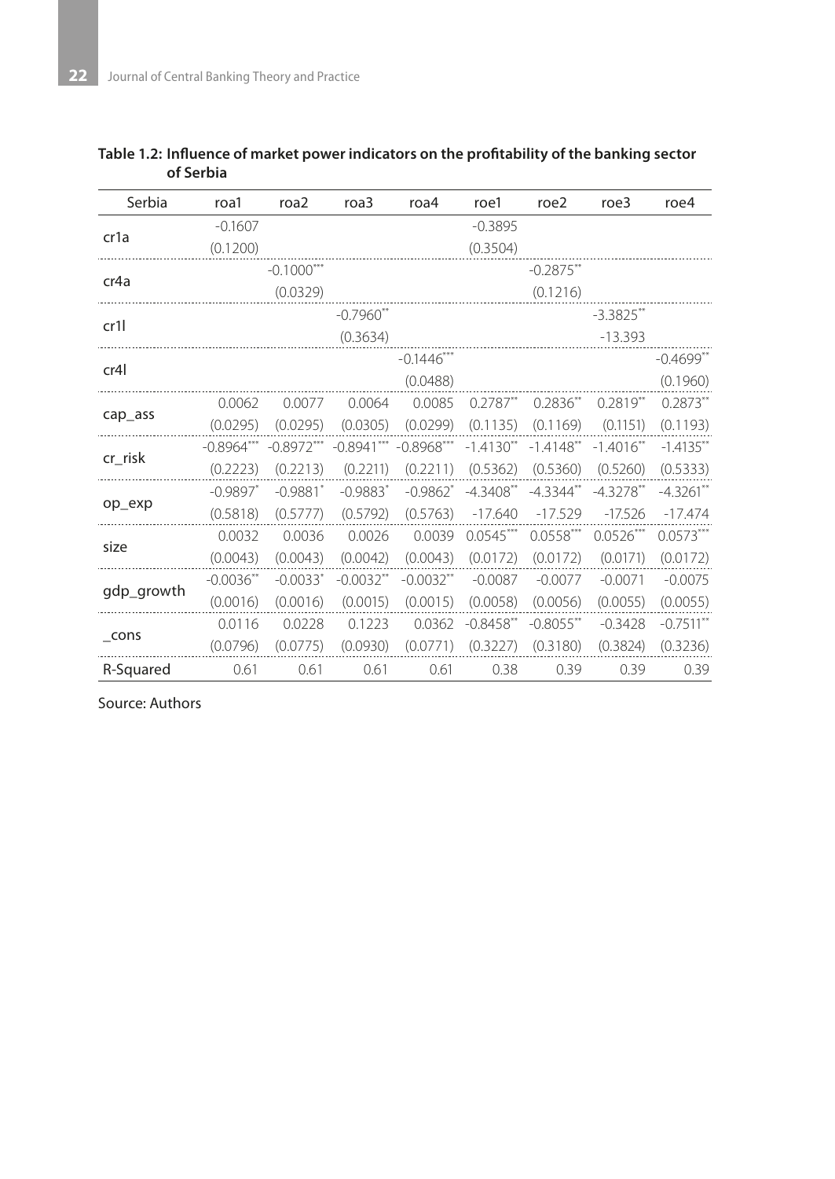**Table 1.2: Influence of market power indicators on the profitability of the banking sector of Serbia**

| Serbia | roa1 | roa2 | roa3 | roa4 | roe1 | roe2 | roe3 | roe4 |
|---|---|---|---|---|---|---|---|---|
| cr1a | -0.1607 | | | | -0.3895 | | | |
| | (0.1200) | | | | (0.3504) | | | |
| cr4a | | -0.1000*** | | | | -0.2875** | | |
| | | (0.0329) | | | | (0.1216) | | |
| cr1l | | | -0.7960** | | | | -3.3825** | |
| | | | (0.3634) | | | | -13.393 | |
| cr4l | | | | -0.1446*** | | | | -0.4699** |
| | | | | (0.0488) | | | | (0.1960) |
| cap_ass | 0.0062 | 0.0077 | 0.0064 | 0.0085 | 0.2787** | 0.2836** | 0.2819** | 0.2873** |
| | (0.0295) | (0.0295) | (0.0305) | (0.0299) | (0.1135) | (0.1169) | (0.1151) | (0.1193) |
| cr_risk | -0.8964*** | -0.8972*** | -0.8941*** | -0.8968*** | -1.4130** | -1.4148** | -1.4016** | -1.4135** |
| | (0.2223) | (0.2213) | (0.2211) | (0.2211) | (0.5362) | (0.5360) | (0.5260) | (0.5333) |
| op_exp | -0.9897* | -0.9881* | -0.9883* | -0.9862* | -4.3408** | -4.3344** | -4.3278** | -4.3261** |
| | (0.5818) | (0.5777) | (0.5792) | (0.5763) | -17.640 | -17.529 | -17.526 | -17.474 |
| size | 0.0032 | 0.0036 | 0.0026 | 0.0039 | 0.0545*** | 0.0558*** | 0.0526*** | 0.0573*** |
| | (0.0043) | (0.0043) | (0.0042) | (0.0043) | (0.0172) | (0.0172) | (0.0171) | (0.0172) |
| gdp_growth | -0.0036** | -0.0033* | -0.0032** | -0.0032** | -0.0087 | -0.0077 | -0.0071 | -0.0075 |
| | (0.0016) | (0.0016) | (0.0015) | (0.0015) | (0.0058) | (0.0056) | (0.0055) | (0.0055) |
| _cons | 0.0116 | 0.0228 | 0.1223 | 0.0362 | -0.8458** | -0.8055** | -0.3428 | -0.7511** |
| | (0.0796) | (0.0775) | (0.0930) | (0.0771) | (0.3227) | (0.3180) | (0.3824) | (0.3236) |
| R-Squared | 0.61 | 0.61 | 0.61 | 0.61 | 0.38 | 0.39 | 0.39 | 0.39 |

Source: Authors